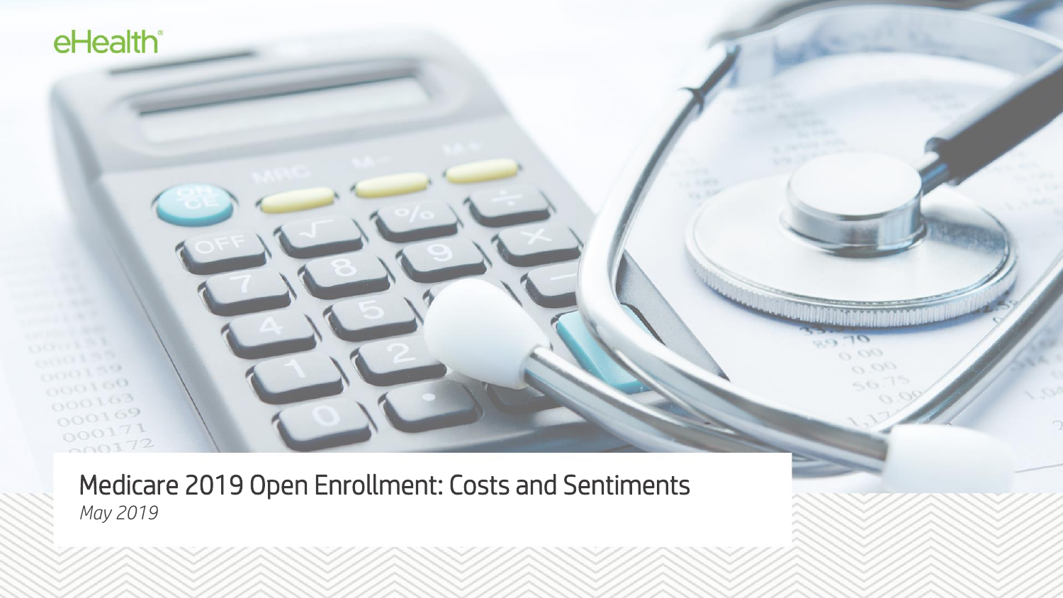eHealth

# Medicare 2019 Open Enrollment: Costs and Sentiments

*May 2019*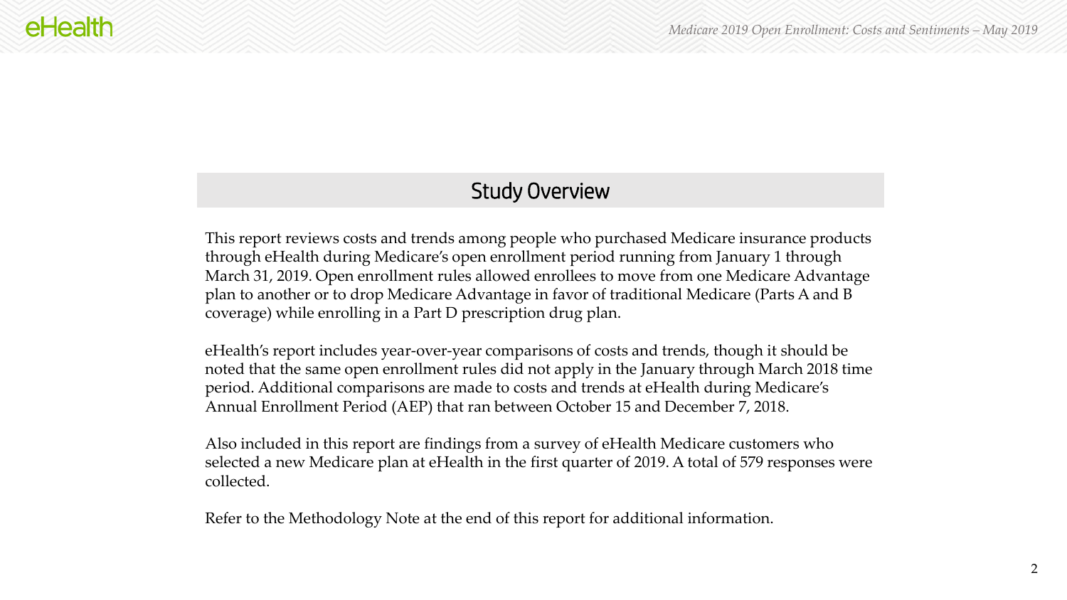## Study Overview

This report reviews costs and trends among people who purchased Medicare insurance products through eHealth during Medicare's open enrollment period running from January 1 through March 31, 2019. Open enrollment rules allowed enrollees to move from one Medicare Advantage plan to another or to drop Medicare Advantage in favor of traditional Medicare (Parts A and B coverage) while enrolling in a Part D prescription drug plan.

eHealth's report includes year-over-year comparisons of costs and trends, though it should be noted that the same open enrollment rules did not apply in the January through March 2018 time period. Additional comparisons are made to costs and trends at eHealth during Medicare's Annual Enrollment Period (AEP) that ran between October 15 and December 7, 2018.

Also included in this report are findings from a survey of eHealth Medicare customers who selected a new Medicare plan at eHealth in the first quarter of 2019. A total of 579 responses were collected.

Refer to the Methodology Note at the end of this report for additional information.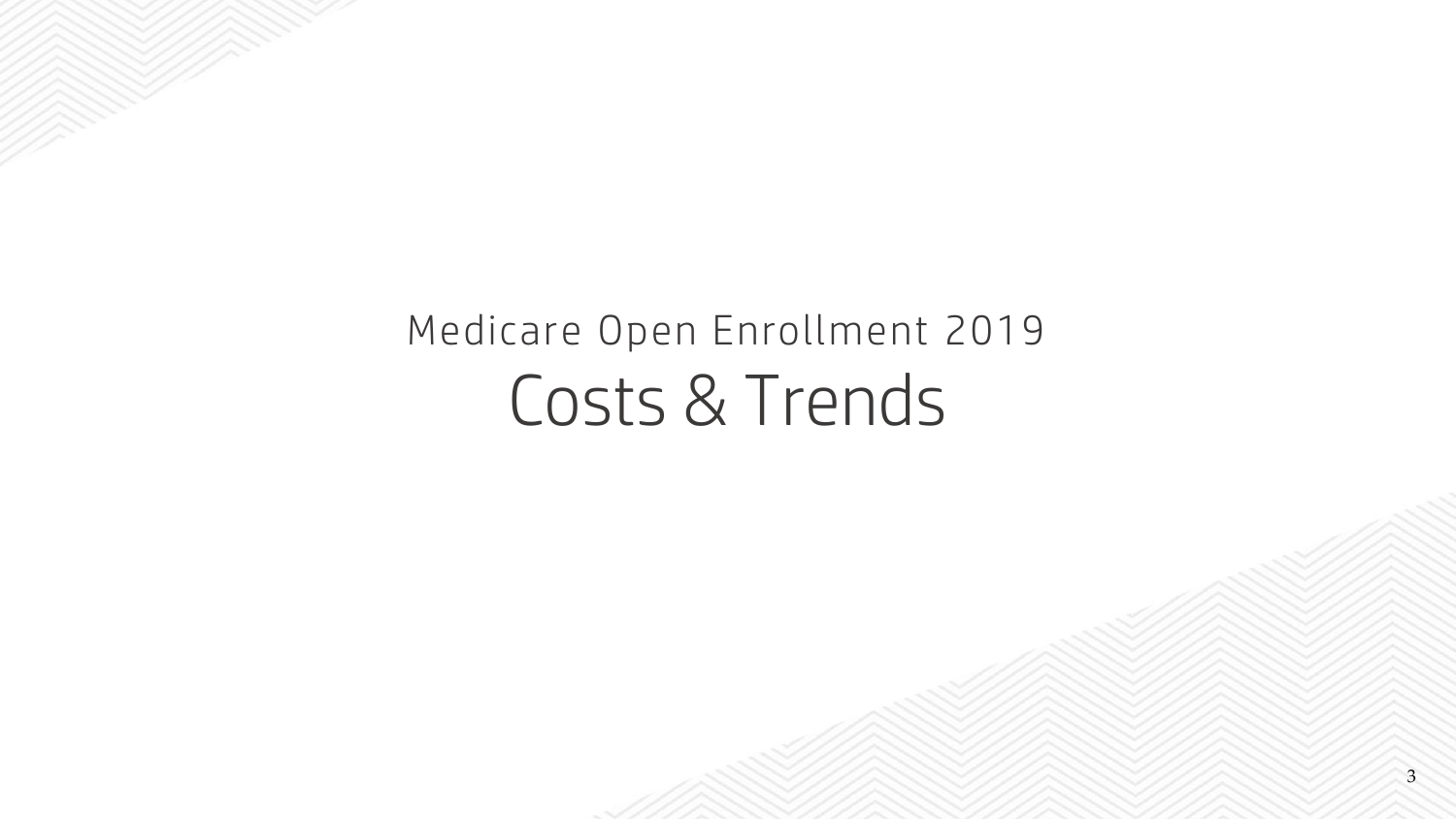Medicare Open Enrollment 2019

# Costs & Trends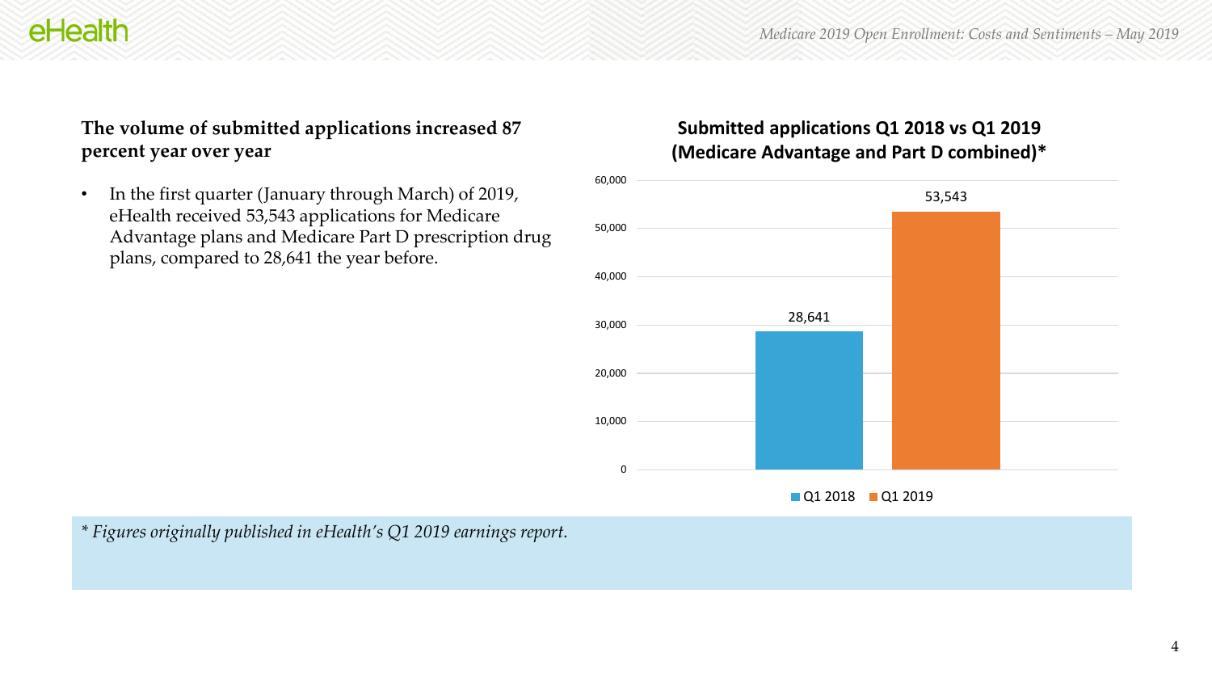## The volume of submitted applications increased 87 percent year over year

- In the first quarter (January through March) of 2019, eHealth received 53,543 applications for Medicare Advantage plans and Medicare Part D prescription drug plans, compared to 28,641 the year before.

**Submitted applications Q1 2018 vs Q1 2019 (Medicare Advantage and Part D combined)***

| Period | Submitted applications |
|---|---|
| Q1 2018 | 28,641 |
| Q1 2019 | 53,543 |

*\* Figures originally published in eHealth's Q1 2019 earnings report.*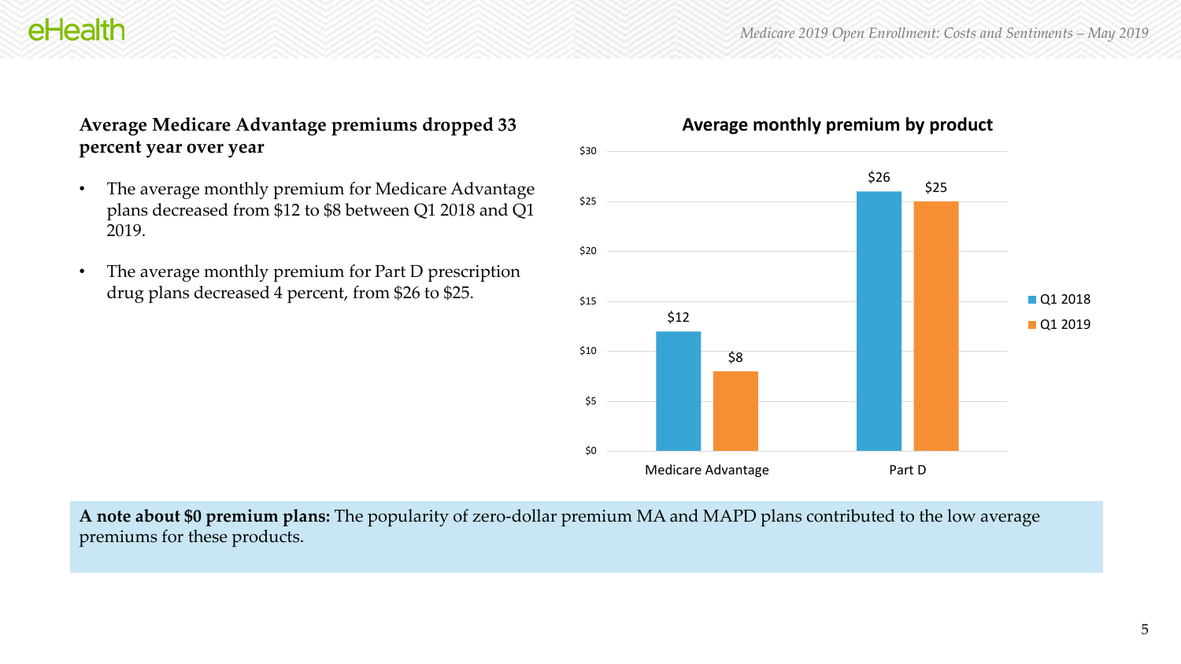## Average Medicare Advantage premiums dropped 33 percent year over year

- The average monthly premium for Medicare Advantage plans decreased from $12 to $8 between Q1 2018 and Q1 2019.
- The average monthly premium for Part D prescription drug plans decreased 4 percent, from $26 to $25.

**Average monthly premium by product**

| | Q1 2018 | Q1 2019 |
|---|---|---|
| Medicare Advantage | $12 | $8 |
| Part D | $26 | $25 |

**A note about $0 premium plans:** The popularity of zero-dollar premium MA and MAPD plans contributed to the low average premiums for these products.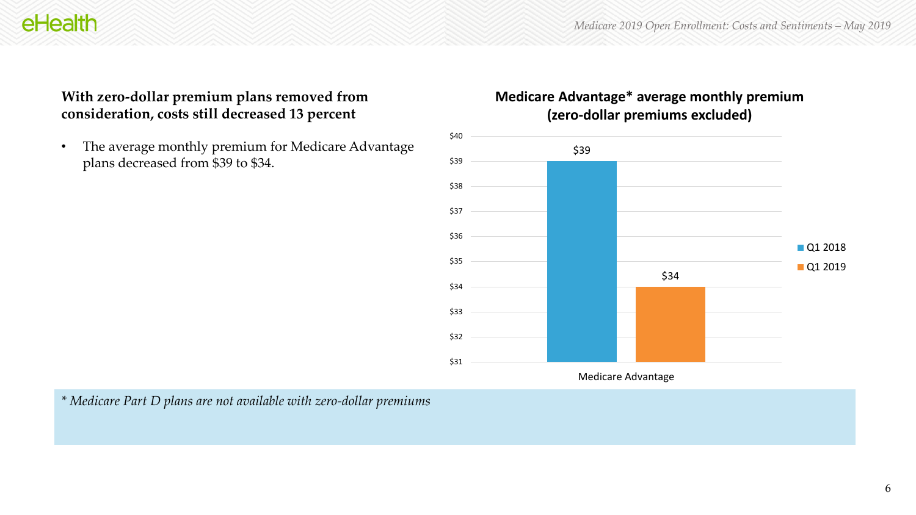## With zero-dollar premium plans removed from consideration, costs still decreased 13 percent

- The average monthly premium for Medicare Advantage plans decreased from $39 to $34.

### Medicare Advantage* average monthly premium (zero-dollar premiums excluded)

| | Q1 2018 | Q1 2019 |
|---|---|---|
| Medicare Advantage | $39 | $34 |

*\* Medicare Part D plans are not available with zero-dollar premiums*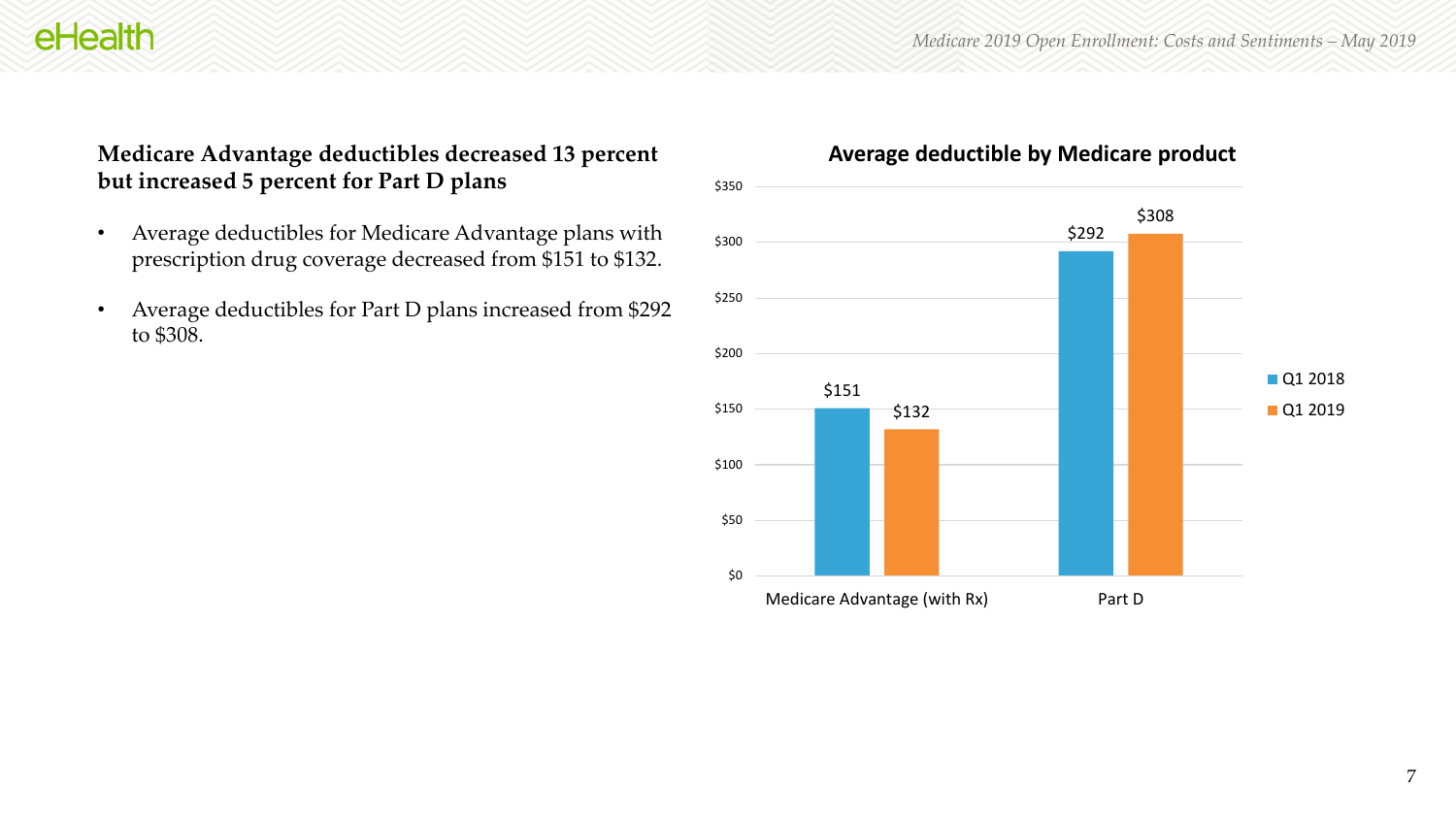## Medicare Advantage deductibles decreased 13 percent but increased 5 percent for Part D plans

- Average deductibles for Medicare Advantage plans with prescription drug coverage decreased from $151 to $132.
- Average deductibles for Part D plans increased from $292 to $308.

**Average deductible by Medicare product**

| | Q1 2018 | Q1 2019 |
|---|---|---|
| Medicare Advantage (with Rx) | $151 | $132 |
| Part D | $292 | $308 |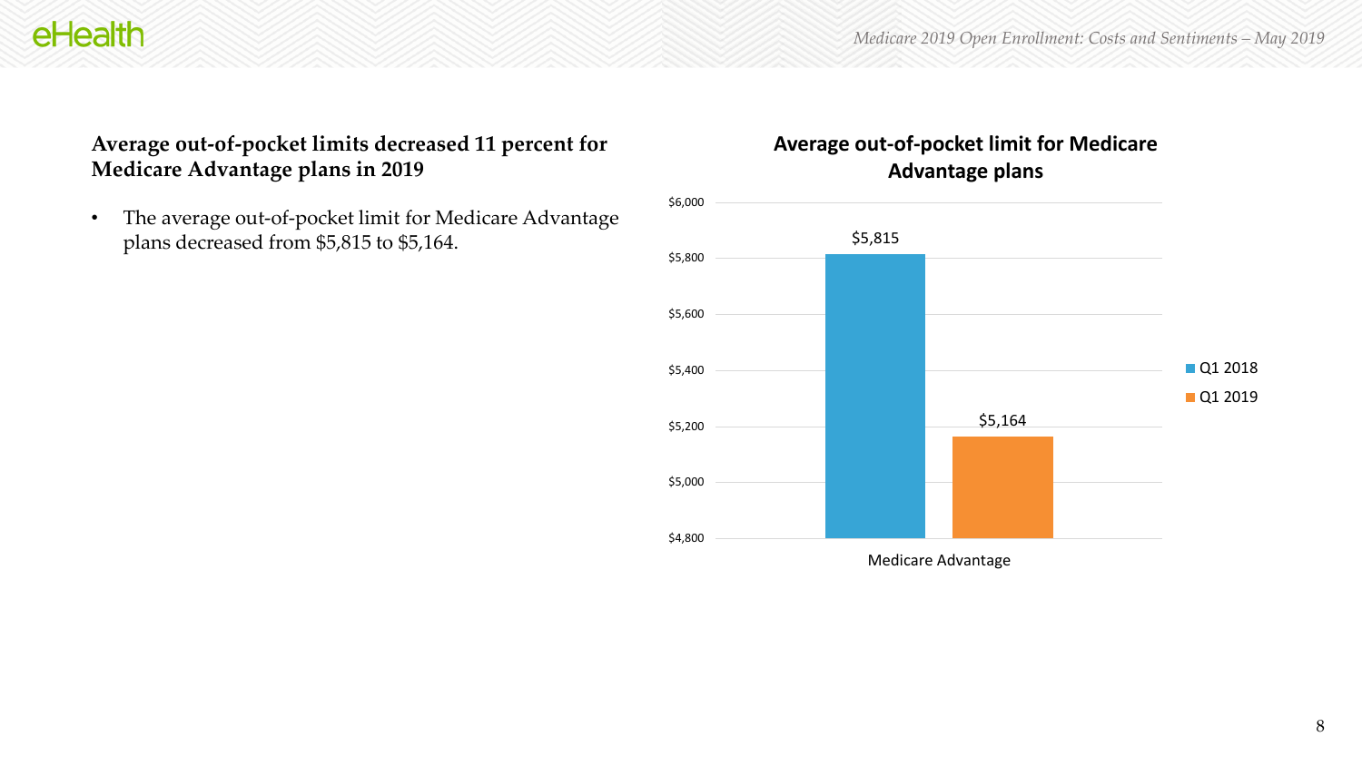## Average out-of-pocket limits decreased 11 percent for Medicare Advantage plans in 2019

- The average out-of-pocket limit for Medicare Advantage plans decreased from $5,815 to $5,164.

**Average out-of-pocket limit for Medicare Advantage plans**

| | Q1 2018 | Q1 2019 |
|---|---|---|
| Medicare Advantage | $5,815 | $5,164 |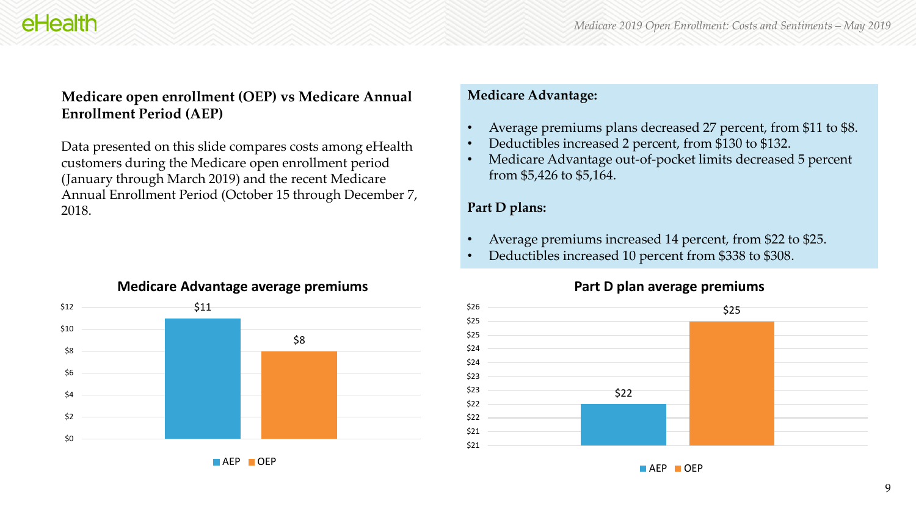**Medicare open enrollment (OEP) vs Medicare Annual Enrollment Period (AEP)**

Data presented on this slide compares costs among eHealth customers during the Medicare open enrollment period (January through March 2019) and the recent Medicare Annual Enrollment Period (October 15 through December 7, 2018.

**Medicare Advantage:**

- Average premiums plans decreased 27 percent, from $11 to $8.
- Deductibles increased 2 percent, from $130 to $132.
- Medicare Advantage out-of-pocket limits decreased 5 percent from $5,426 to $5,164.

**Part D plans:**

- Average premiums increased 14 percent, from $22 to $25.
- Deductibles increased 10 percent from $338 to $308.

**Medicare Advantage average premiums**

| | AEP | OEP |
|---|---|---|
| Medicare Advantage average premiums | $11 | $8 |

**Part D plan average premiums**

| | AEP | OEP |
|---|---|---|
| Part D plan average premiums | $22 | $25 |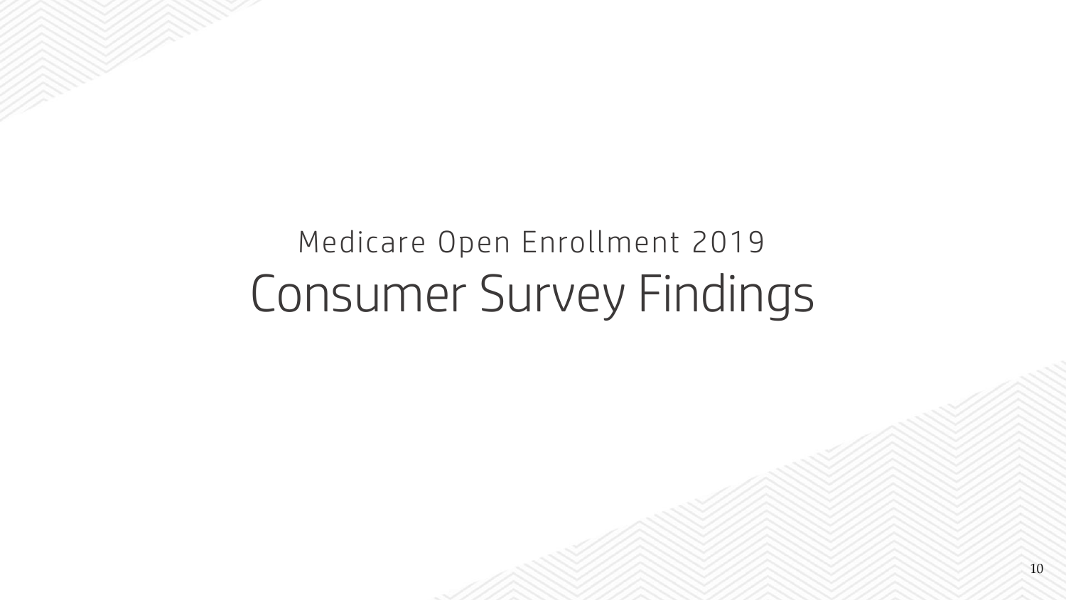Medicare Open Enrollment 2019

# Consumer Survey Findings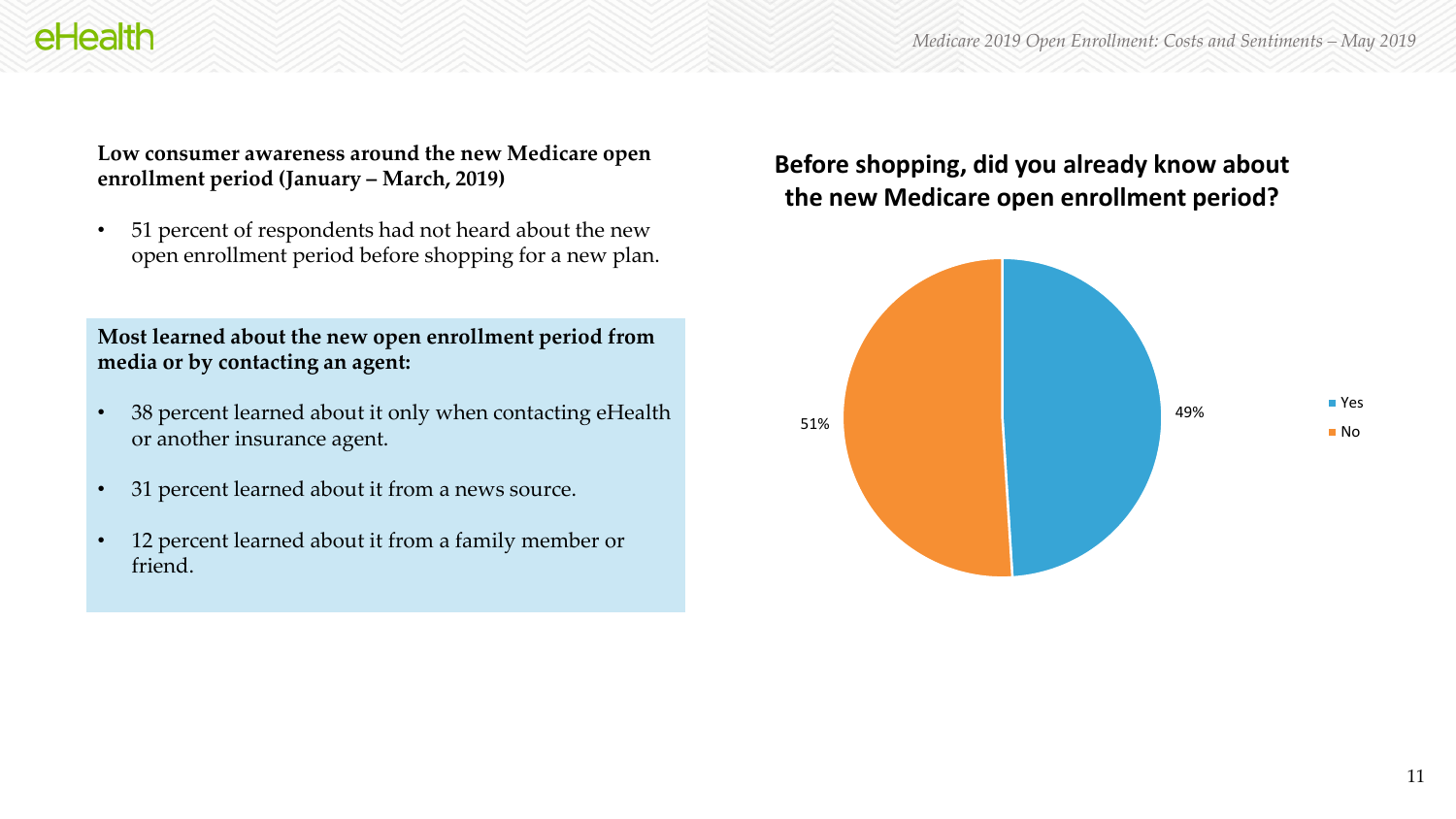**Low consumer awareness around the new Medicare open enrollment period (January – March, 2019)**

- 51 percent of respondents had not heard about the new open enrollment period before shopping for a new plan.

**Most learned about the new open enrollment period from media or by contacting an agent:**

- 38 percent learned about it only when contacting eHealth or another insurance agent.
- 31 percent learned about it from a news source.
- 12 percent learned about it from a family member or friend.

## Before shopping, did you already know about the new Medicare open enrollment period?

| Response | Percent |
|---|---|
| Yes | 49% |
| No | 51% |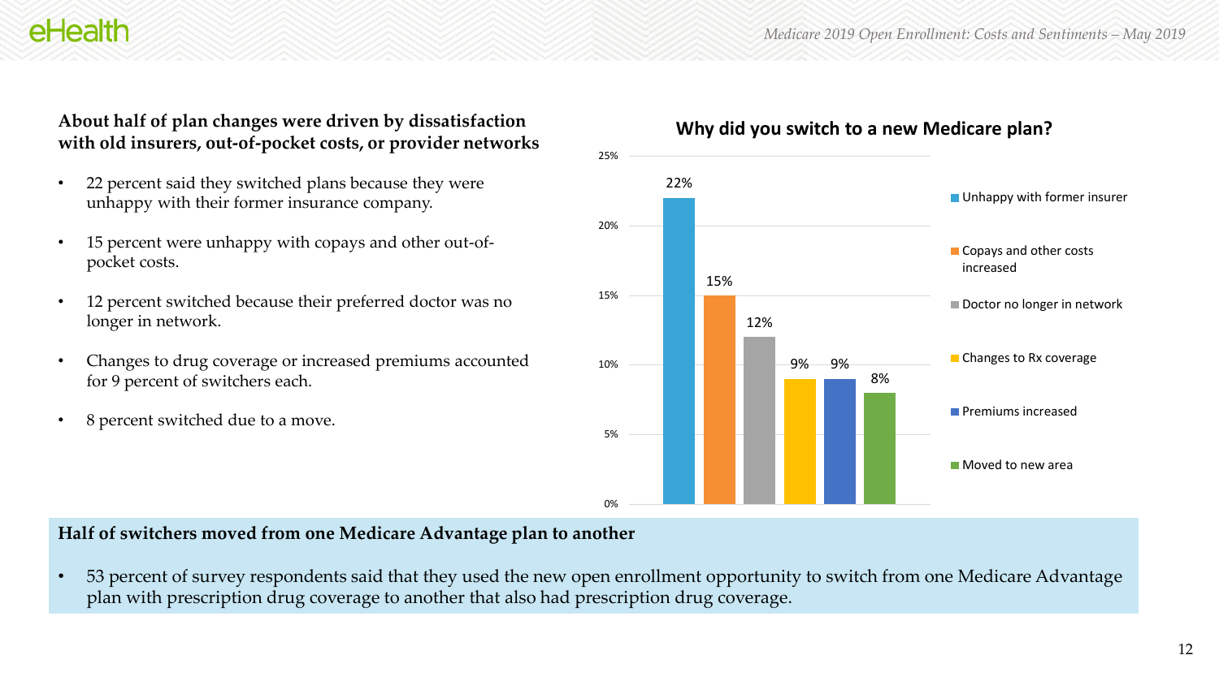## About half of plan changes were driven by dissatisfaction with old insurers, out-of-pocket costs, or provider networks

- 22 percent said they switched plans because they were unhappy with their former insurance company.
- 15 percent were unhappy with copays and other out-of-pocket costs.
- 12 percent switched because their preferred doctor was no longer in network.
- Changes to drug coverage or increased premiums accounted for 9 percent of switchers each.
- 8 percent switched due to a move.

**Why did you switch to a new Medicare plan?**

| Reason | Percent |
|---|---|
| Unhappy with former insurer | 22% |
| Copays and other costs increased | 15% |
| Doctor no longer in network | 12% |
| Changes to Rx coverage | 9% |
| Premiums increased | 9% |
| Moved to new area | 8% |

## Half of switchers moved from one Medicare Advantage plan to another

- 53 percent of survey respondents said that they used the new open enrollment opportunity to switch from one Medicare Advantage plan with prescription drug coverage to another that also had prescription drug coverage.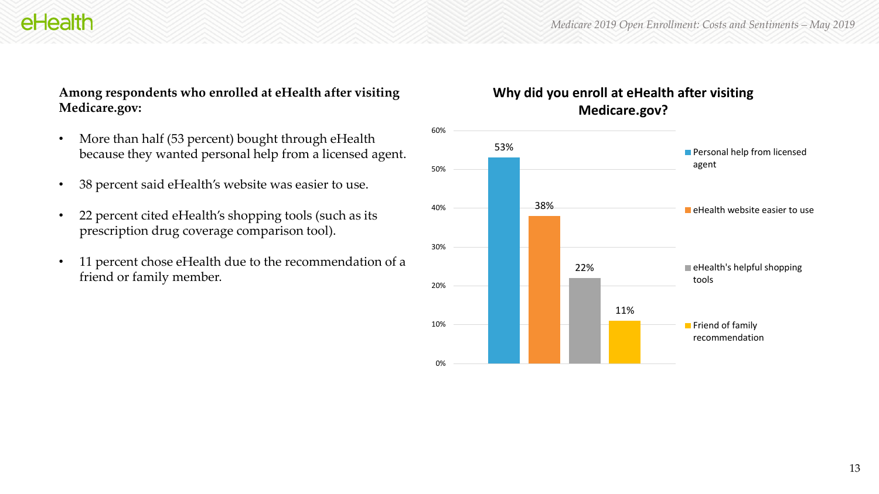**Among respondents who enrolled at eHealth after visiting Medicare.gov:**

- More than half (53 percent) bought through eHealth because they wanted personal help from a licensed agent.
- 38 percent said eHealth's website was easier to use.
- 22 percent cited eHealth's shopping tools (such as its prescription drug coverage comparison tool).
- 11 percent chose eHealth due to the recommendation of a friend or family member.

**Why did you enroll at eHealth after visiting Medicare.gov?**

| Reason | Percent |
|---|---|
| Personal help from licensed agent | 53% |
| eHealth website easier to use | 38% |
| eHealth's helpful shopping tools | 22% |
| Friend of family recommendation | 11% |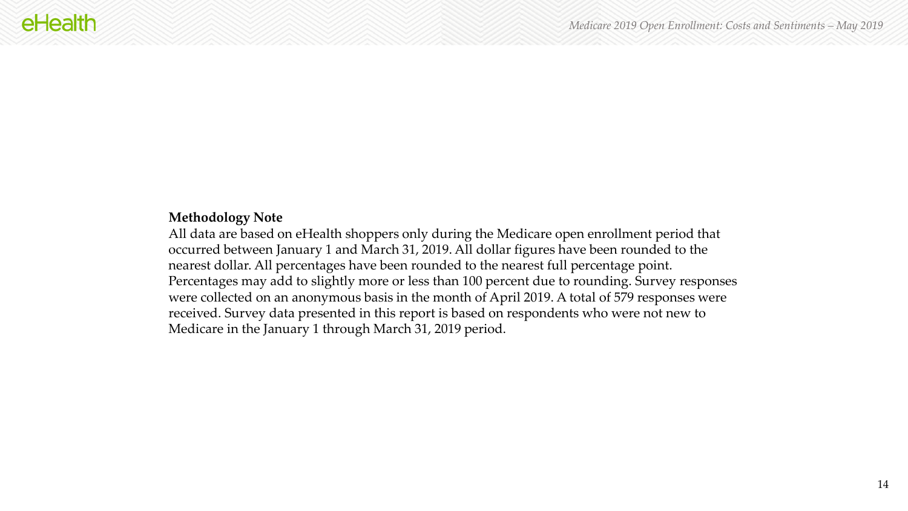**Methodology Note**

All data are based on eHealth shoppers only during the Medicare open enrollment period that occurred between January 1 and March 31, 2019. All dollar figures have been rounded to the nearest dollar. All percentages have been rounded to the nearest full percentage point. Percentages may add to slightly more or less than 100 percent due to rounding. Survey responses were collected on an anonymous basis in the month of April 2019. A total of 579 responses were received. Survey data presented in this report is based on respondents who were not new to Medicare in the January 1 through March 31, 2019 period.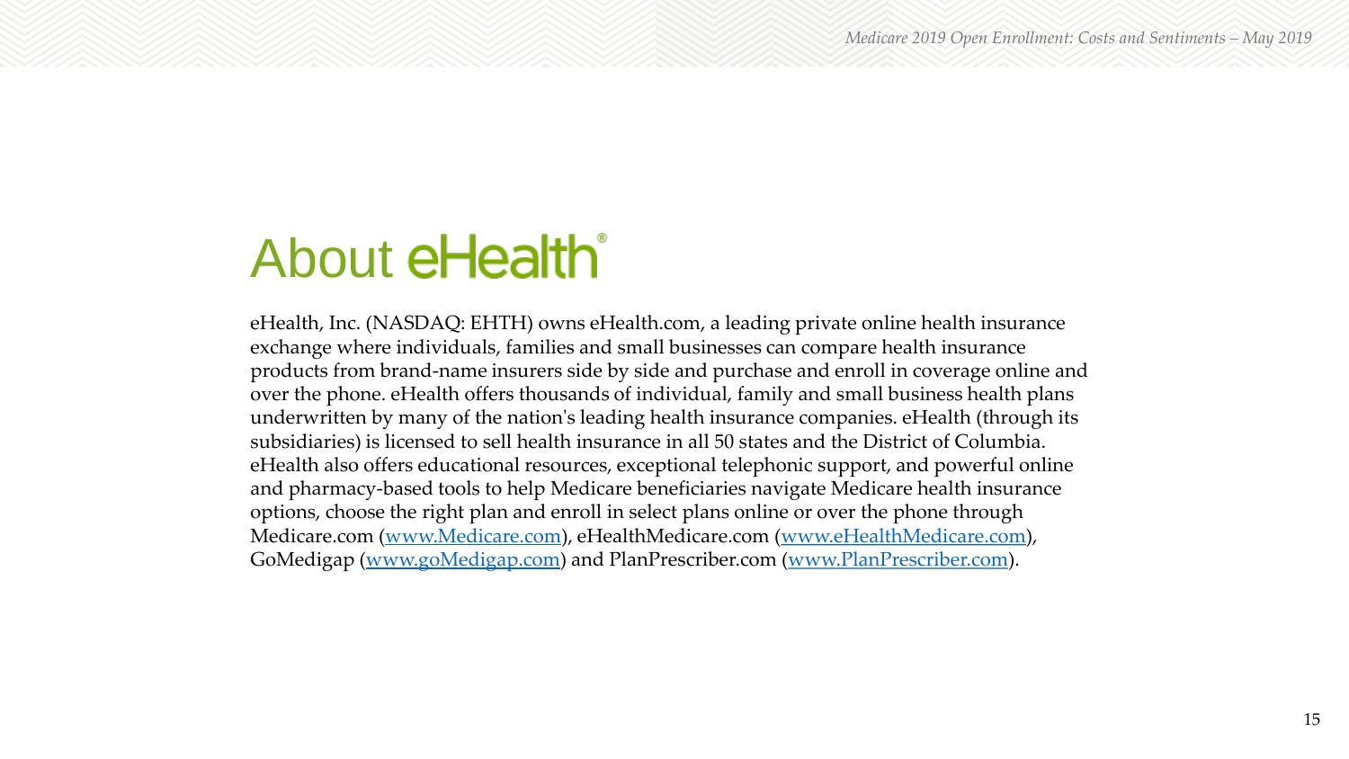# About eHealth®

eHealth, Inc. (NASDAQ: EHTH) owns eHealth.com, a leading private online health insurance exchange where individuals, families and small businesses can compare health insurance products from brand-name insurers side by side and purchase and enroll in coverage online and over the phone. eHealth offers thousands of individual, family and small business health plans underwritten by many of the nation's leading health insurance companies. eHealth (through its subsidiaries) is licensed to sell health insurance in all 50 states and the District of Columbia. eHealth also offers educational resources, exceptional telephonic support, and powerful online and pharmacy-based tools to help Medicare beneficiaries navigate Medicare health insurance options, choose the right plan and enroll in select plans online or over the phone through Medicare.com ([www.Medicare.com](http://www.Medicare.com)), eHealthMedicare.com ([www.eHealthMedicare.com](http://www.eHealthMedicare.com)), GoMedigap ([www.goMedigap.com](http://www.goMedigap.com)) and PlanPrescriber.com ([www.PlanPrescriber.com](http://www.PlanPrescriber.com)).